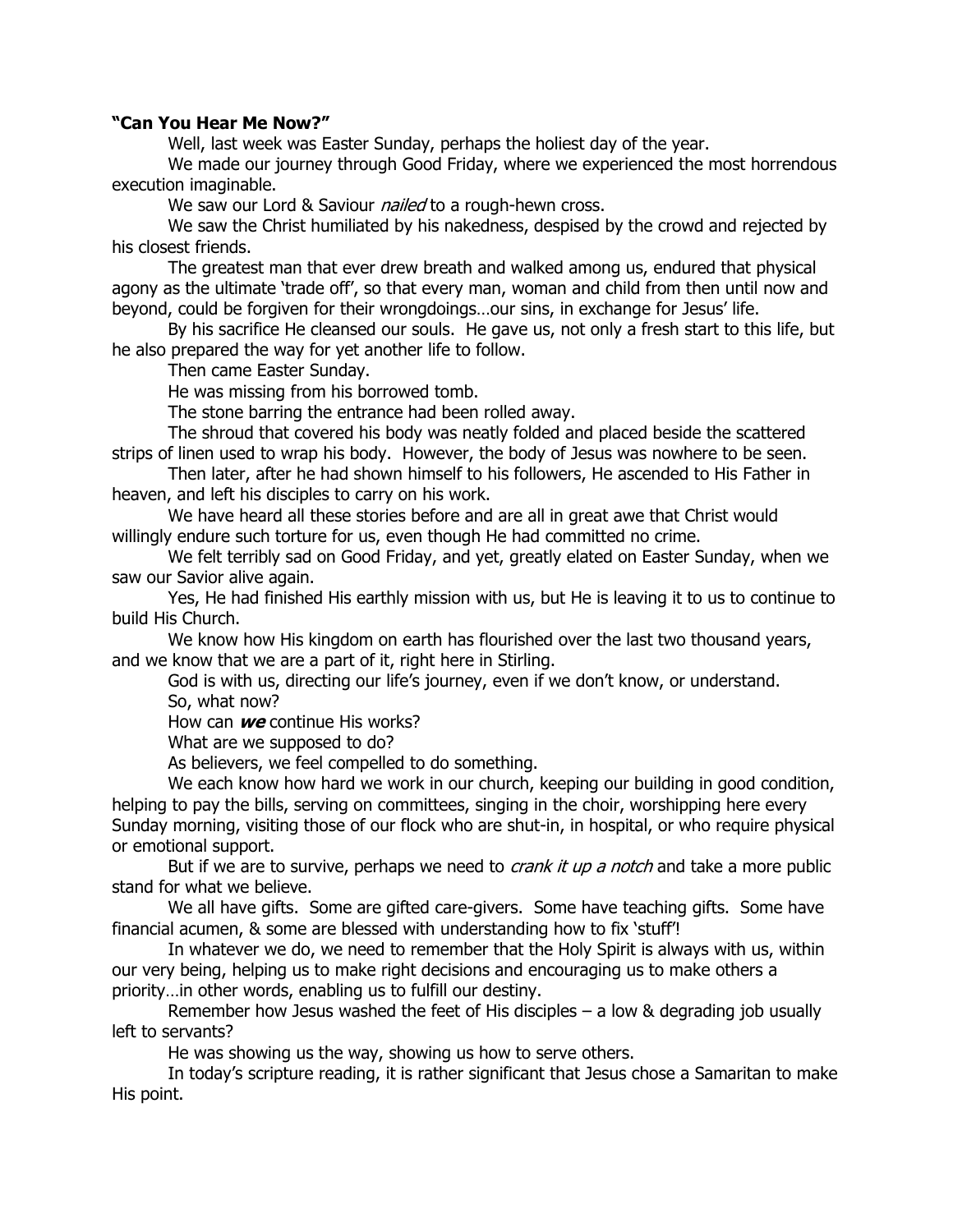**“Can You Hear Me Now?”**

Well, last week was Easter Sunday, perhaps the holiest day of the year.

We made our journey through Good Friday, where we experienced the most horrendous execution imaginable.

We saw our Lord & Saviour *nailed* to a rough-hewn cross.

We saw the Christ humiliated by his nakedness, despised by the crowd and rejected by his closest friends.

The greatest man that ever drew breath and walked among us, endured that physical agony as the ultimate ‘trade off’, so that every man, woman and child from then until now and beyond, could be forgiven for their wrongdoings…our sins, in exchange for Jesus’ life.

By his sacrifice He cleansed our souls. He gave us, not only a fresh start to this life, but he also prepared the way for yet another life to follow.

Then came Easter Sunday.

He was missing from his borrowed tomb.

The stone barring the entrance had been rolled away.

The shroud that covered his body was neatly folded and placed beside the scattered strips of linen used to wrap his body. However, the body of Jesus was nowhere to be seen.

Then later, after he had shown himself to his followers, He ascended to His Father in heaven, and left his disciples to carry on his work.

We have heard all these stories before and are all in great awe that Christ would willingly endure such torture for us, even though He had committed no crime.

We felt terribly sad on Good Friday, and yet, greatly elated on Easter Sunday, when we saw our Savior alive again.

Yes, He had finished His earthly mission with us, but He is leaving it to us to continue to build His Church.

We know how His kingdom on earth has flourished over the last two thousand years, and we know that we are a part of it, right here in Stirling.

God is with us, directing our life’s journey, even if we don’t know, or understand.

So, what now?

How can ***we*** continue His works?

What are we supposed to do?

As believers, we feel compelled to do something.

We each know how hard we work in our church, keeping our building in good condition, helping to pay the bills, serving on committees, singing in the choir, worshipping here every Sunday morning, visiting those of our flock who are shut-in, in hospital, or who require physical or emotional support.

But if we are to survive, perhaps we need to *crank it up a notch* and take a more public stand for what we believe.

We all have gifts. Some are gifted care-givers. Some have teaching gifts. Some have financial acumen, & some are blessed with understanding how to fix ‘stuff’!

In whatever we do, we need to remember that the Holy Spirit is always with us, within our very being, helping us to make right decisions and encouraging us to make others a priority…in other words, enabling us to fulfill our destiny.

Remember how Jesus washed the feet of His disciples – a low & degrading job usually left to servants?

He was showing us the way, showing us how to serve others.

In today’s scripture reading, it is rather significant that Jesus chose a Samaritan to make His point.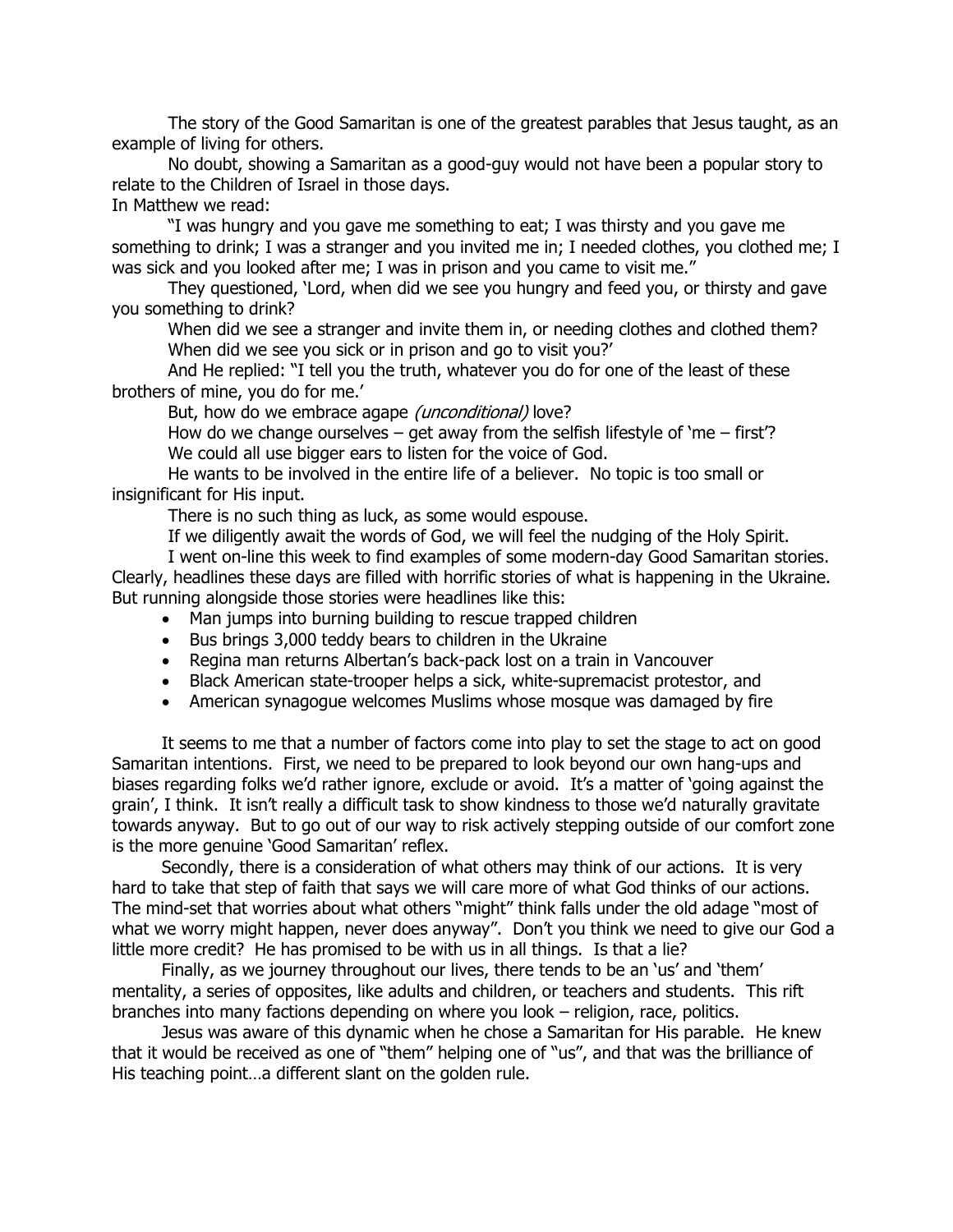The story of the Good Samaritan is one of the greatest parables that Jesus taught, as an example of living for others.

No doubt, showing a Samaritan as a good-guy would not have been a popular story to relate to the Children of Israel in those days.

In Matthew we read:

"I was hungry and you gave me something to eat; I was thirsty and you gave me something to drink; I was a stranger and you invited me in; I needed clothes, you clothed me; I was sick and you looked after me; I was in prison and you came to visit me."

They questioned, 'Lord, when did we see you hungry and feed you, or thirsty and gave you something to drink?

When did we see a stranger and invite them in, or needing clothes and clothed them?

When did we see you sick or in prison and go to visit you?'

And He replied: "I tell you the truth, whatever you do for one of the least of these brothers of mine, you do for me.'

But, how do we embrace agape *(unconditional)* love?

How do we change ourselves – get away from the selfish lifestyle of 'me – first'?

We could all use bigger ears to listen for the voice of God.

He wants to be involved in the entire life of a believer. No topic is too small or insignificant for His input.

There is no such thing as luck, as some would espouse.

If we diligently await the words of God, we will feel the nudging of the Holy Spirit.

I went on-line this week to find examples of some modern-day Good Samaritan stories. Clearly, headlines these days are filled with horrific stories of what is happening in the Ukraine. But running alongside those stories were headlines like this:

- Man jumps into burning building to rescue trapped children
- Bus brings 3,000 teddy bears to children in the Ukraine
- Regina man returns Albertan's back-pack lost on a train in Vancouver
- Black American state-trooper helps a sick, white-supremacist protestor, and
- American synagogue welcomes Muslims whose mosque was damaged by fire

It seems to me that a number of factors come into play to set the stage to act on good Samaritan intentions. First, we need to be prepared to look beyond our own hang-ups and biases regarding folks we'd rather ignore, exclude or avoid. It's a matter of 'going against the grain', I think. It isn't really a difficult task to show kindness to those we'd naturally gravitate towards anyway. But to go out of our way to risk actively stepping outside of our comfort zone is the more genuine 'Good Samaritan' reflex.

Secondly, there is a consideration of what others may think of our actions. It is very hard to take that step of faith that says we will care more of what God thinks of our actions. The mind-set that worries about what others "might" think falls under the old adage "most of what we worry might happen, never does anyway". Don't you think we need to give our God a little more credit? He has promised to be with us in all things. Is that a lie?

Finally, as we journey throughout our lives, there tends to be an 'us' and 'them' mentality, a series of opposites, like adults and children, or teachers and students. This rift branches into many factions depending on where you look – religion, race, politics.

Jesus was aware of this dynamic when he chose a Samaritan for His parable. He knew that it would be received as one of "them" helping one of "us", and that was the brilliance of His teaching point…a different slant on the golden rule.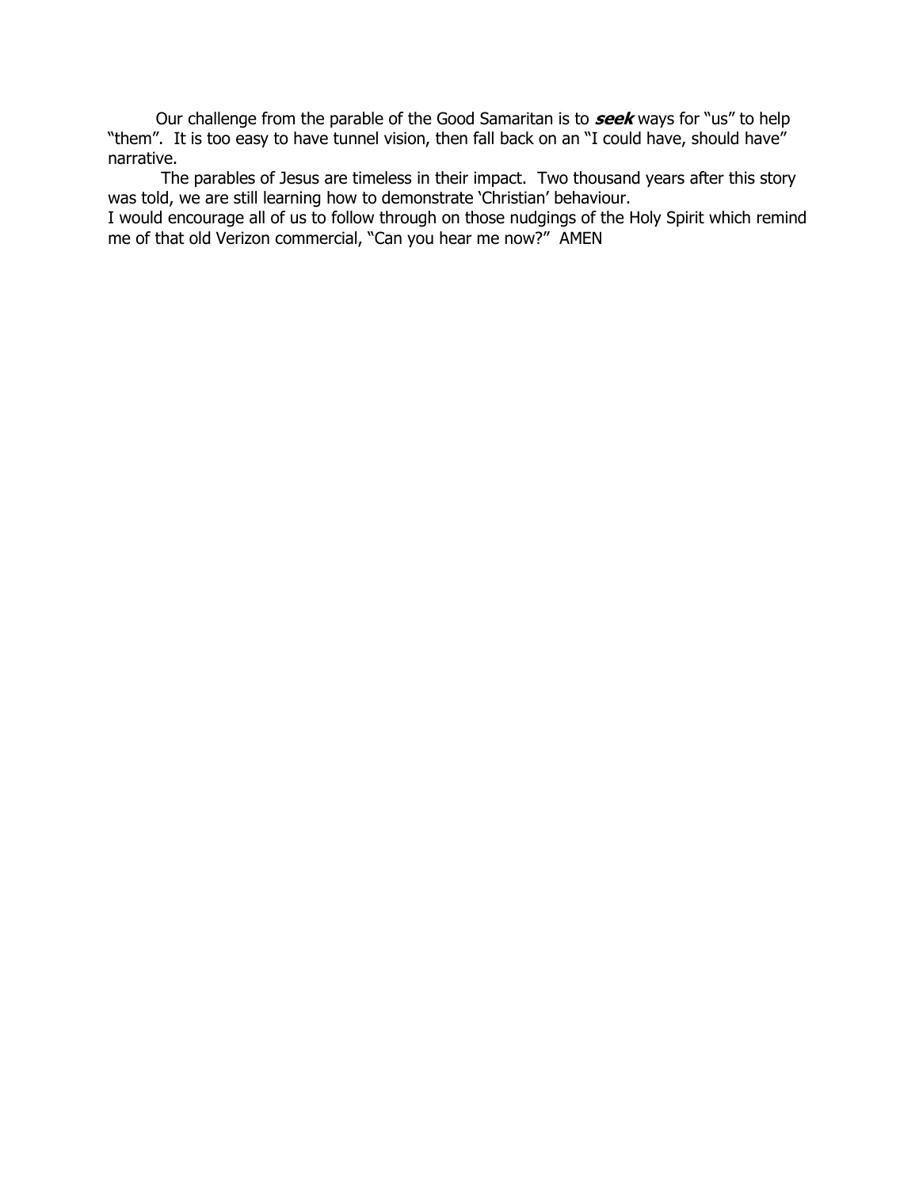Our challenge from the parable of the Good Samaritan is to ***seek*** ways for "us" to help "them". It is too easy to have tunnel vision, then fall back on an "I could have, should have" narrative.

The parables of Jesus are timeless in their impact. Two thousand years after this story was told, we are still learning how to demonstrate 'Christian' behaviour.

I would encourage all of us to follow through on those nudgings of the Holy Spirit which remind me of that old Verizon commercial, "Can you hear me now?" AMEN